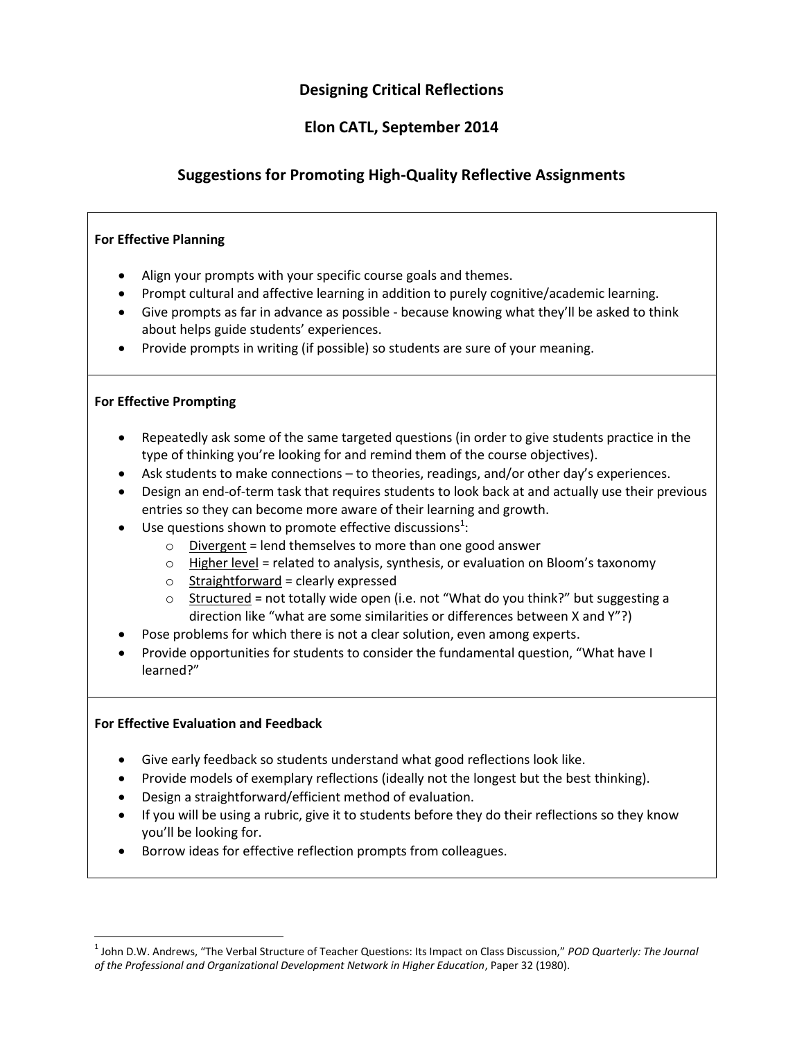# Designing Critical Reflections

## Elon CATL, September 2014

## Suggestions for Promoting High-Quality Reflective Assignments

**For Effective Planning**

- Align your prompts with your specific course goals and themes.
- Prompt cultural and affective learning in addition to purely cognitive/academic learning.
- Give prompts as far in advance as possible - because knowing what they'll be asked to think about helps guide students' experiences.
- Provide prompts in writing (if possible) so students are sure of your meaning.

**For Effective Prompting**

- Repeatedly ask some of the same targeted questions (in order to give students practice in the type of thinking you're looking for and remind them of the course objectives).
- Ask students to make connections – to theories, readings, and/or other day's experiences.
- Design an end-of-term task that requires students to look back at and actually use their previous entries so they can become more aware of their learning and growth.
- Use questions shown to promote effective discussions[1]:
    - Divergent = lend themselves to more than one good answer
    - Higher level = related to analysis, synthesis, or evaluation on Bloom's taxonomy
    - Straightforward = clearly expressed
    - Structured = not totally wide open (i.e. not "What do you think?" but suggesting a direction like "what are some similarities or differences between X and Y"?)
- Pose problems for which there is not a clear solution, even among experts.
- Provide opportunities for students to consider the fundamental question, "What have I learned?"

**For Effective Evaluation and Feedback**

- Give early feedback so students understand what good reflections look like.
- Provide models of exemplary reflections (ideally not the longest but the best thinking).
- Design a straightforward/efficient method of evaluation.
- If you will be using a rubric, give it to students before they do their reflections so they know you'll be looking for.
- Borrow ideas for effective reflection prompts from colleagues.

---

[1] John D.W. Andrews, "The Verbal Structure of Teacher Questions: Its Impact on Class Discussion," *POD Quarterly: The Journal of the Professional and Organizational Development Network in Higher Education*, Paper 32 (1980).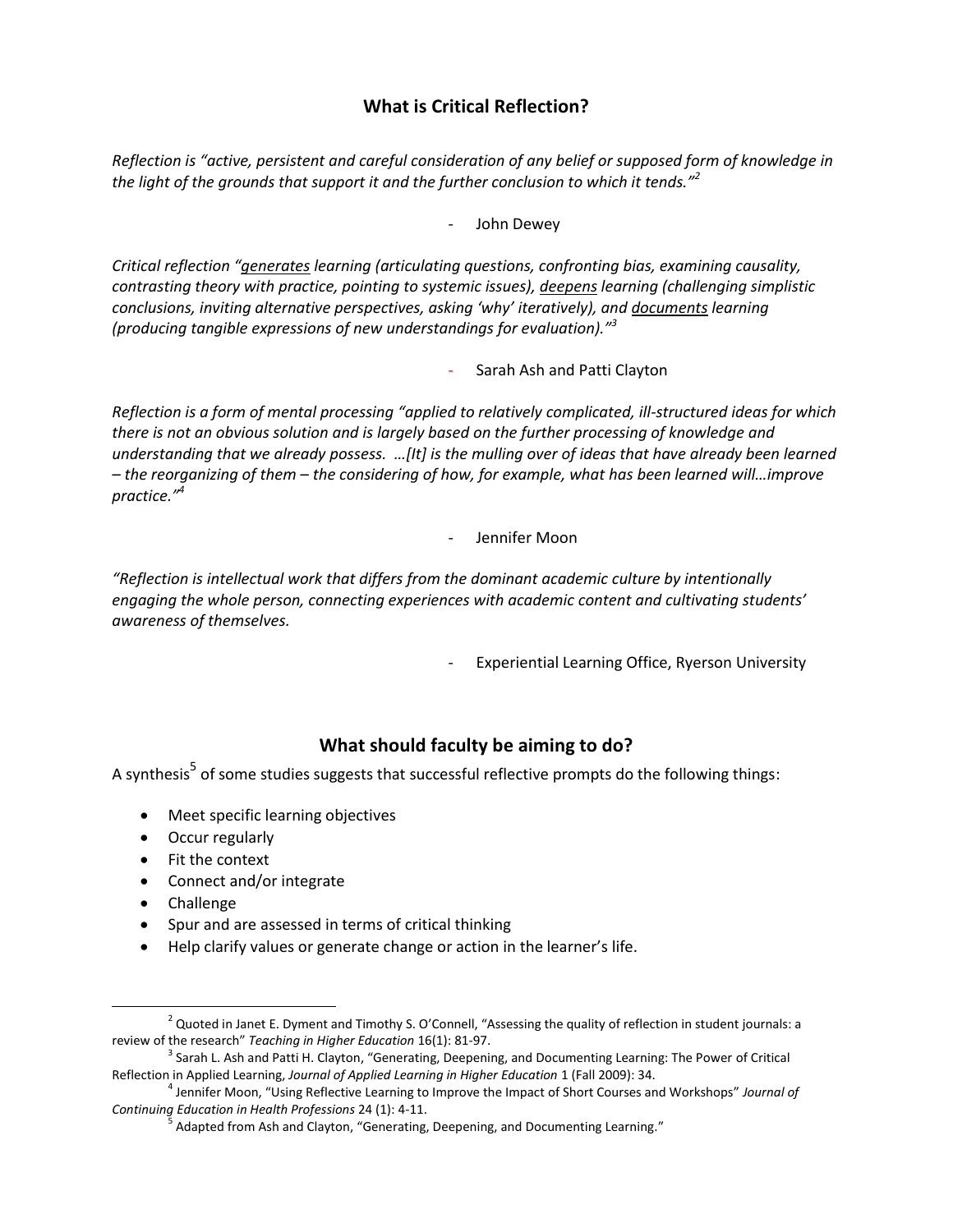## What is Critical Reflection?

*Reflection is "active, persistent and careful consideration of any belief or supposed form of knowledge in the light of the grounds that support it and the further conclusion to which it tends."*[2]

- John Dewey

*Critical reflection "generates learning (articulating questions, confronting bias, examining causality, contrasting theory with practice, pointing to systemic issues), deepens learning (challenging simplistic conclusions, inviting alternative perspectives, asking 'why' iteratively), and documents learning (producing tangible expressions of new understandings for evaluation)."*[3]

- Sarah Ash and Patti Clayton

*Reflection is a form of mental processing "applied to relatively complicated, ill-structured ideas for which there is not an obvious solution and is largely based on the further processing of knowledge and understanding that we already possess. …[It] is the mulling over of ideas that have already been learned – the reorganizing of them – the considering of how, for example, what has been learned will…improve practice."*[4]

- Jennifer Moon

*"Reflection is intellectual work that differs from the dominant academic culture by intentionally engaging the whole person, connecting experiences with academic content and cultivating students' awareness of themselves.*

- Experiential Learning Office, Ryerson University

## What should faculty be aiming to do?

A synthesis[5] of some studies suggests that successful reflective prompts do the following things:

- Meet specific learning objectives
- Occur regularly
- Fit the context
- Connect and/or integrate
- Challenge
- Spur and are assessed in terms of critical thinking
- Help clarify values or generate change or action in the learner's life.

[2] Quoted in Janet E. Dyment and Timothy S. O'Connell, "Assessing the quality of reflection in student journals: a review of the research" *Teaching in Higher Education* 16(1): 81-97.

[3] Sarah L. Ash and Patti H. Clayton, "Generating, Deepening, and Documenting Learning: The Power of Critical Reflection in Applied Learning, *Journal of Applied Learning in Higher Education* 1 (Fall 2009): 34.

[4] Jennifer Moon, "Using Reflective Learning to Improve the Impact of Short Courses and Workshops" *Journal of Continuing Education in Health Professions* 24 (1): 4-11.

[5] Adapted from Ash and Clayton, "Generating, Deepening, and Documenting Learning."